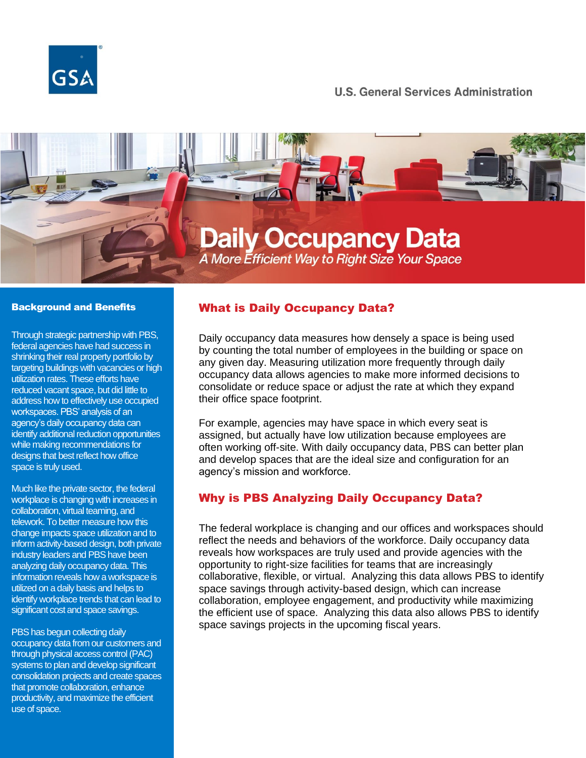U.S. General Services Administration

# Daily Occupancy Data

*A More Efficient Way to Right Size Your Space*

## Background and Benefits

Through strategic partnership with PBS, federal agencies have had success in shrinking their real property portfolio by targeting buildings with vacancies or high utilization rates. These efforts have reduced vacant space, but did little to address how to effectively use occupied workspaces. PBS' analysis of an agency's daily occupancy data can identify additional reduction opportunities while making recommendations for designs that best reflect how office space is truly used.

Much like the private sector, the federal workplace is changing with increases in collaboration, virtual teaming, and telework. To better measure how this change impacts space utilization and to inform activity-based design, both private industry leaders and PBS have been analyzing daily occupancy data. This information reveals how a workspace is utilized on a daily basis and helps to identify workplace trends that can lead to significant cost and space savings.

PBS has begun collecting daily occupancy data from our customers and through physical access control (PAC) systems to plan and develop significant consolidation projects and create spaces that promote collaboration, enhance productivity, and maximize the efficient use of space.

## What is Daily Occupancy Data?

Daily occupancy data measures how densely a space is being used by counting the total number of employees in the building or space on any given day. Measuring utilization more frequently through daily occupancy data allows agencies to make more informed decisions to consolidate or reduce space or adjust the rate at which they expand their office space footprint.

For example, agencies may have space in which every seat is assigned, but actually have low utilization because employees are often working off-site. With daily occupancy data, PBS can better plan and develop spaces that are the ideal size and configuration for an agency's mission and workforce.

## Why is PBS Analyzing Daily Occupancy Data?

The federal workplace is changing and our offices and workspaces should reflect the needs and behaviors of the workforce. Daily occupancy data reveals how workspaces are truly used and provide agencies with the opportunity to right-size facilities for teams that are increasingly collaborative, flexible, or virtual. Analyzing this data allows PBS to identify space savings through activity-based design, which can increase collaboration, employee engagement, and productivity while maximizing the efficient use of space. Analyzing this data also allows PBS to identify space savings projects in the upcoming fiscal years.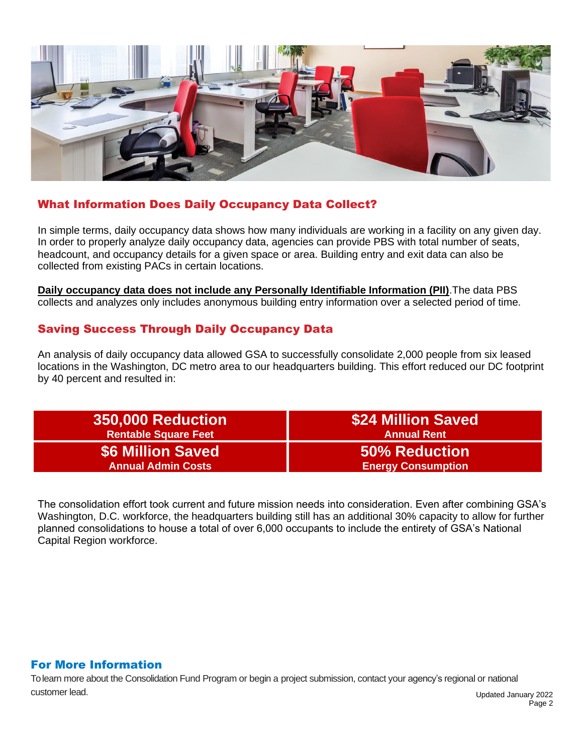## What Information Does Daily Occupancy Data Collect?

In simple terms, daily occupancy data shows how many individuals are working in a facility on any given day. In order to properly analyze daily occupancy data, agencies can provide PBS with total number of seats, headcount, and occupancy details for a given space or area. Building entry and exit data can also be collected from existing PACs in certain locations.

**Daily occupancy data does not include any Personally Identifiable Information (PII)**.The data PBS collects and analyzes only includes anonymous building entry information over a selected period of time.

## Saving Success Through Daily Occupancy Data

An analysis of daily occupancy data allowed GSA to successfully consolidate 2,000 people from six leased locations in the Washington, DC metro area to our headquarters building. This effort reduced our DC footprint by 40 percent and resulted in:

| | |
|---|---|
| **350,000 Reduction**<br>**Rentable Square Feet** | **$24 Million Saved**<br>**Annual Rent** |
| **$6 Million Saved**<br>**Annual Admin Costs** | **50% Reduction**<br>**Energy Consumption** |

The consolidation effort took current and future mission needs into consideration. Even after combining GSA's Washington, D.C. workforce, the headquarters building still has an additional 30% capacity to allow for further planned consolidations to house a total of over 6,000 occupants to include the entirety of GSA's National Capital Region workforce.

## For More Information

To learn more about the Consolidation Fund Program or begin a project submission, contact your agency's regional or national customer lead.

Updated January 2022